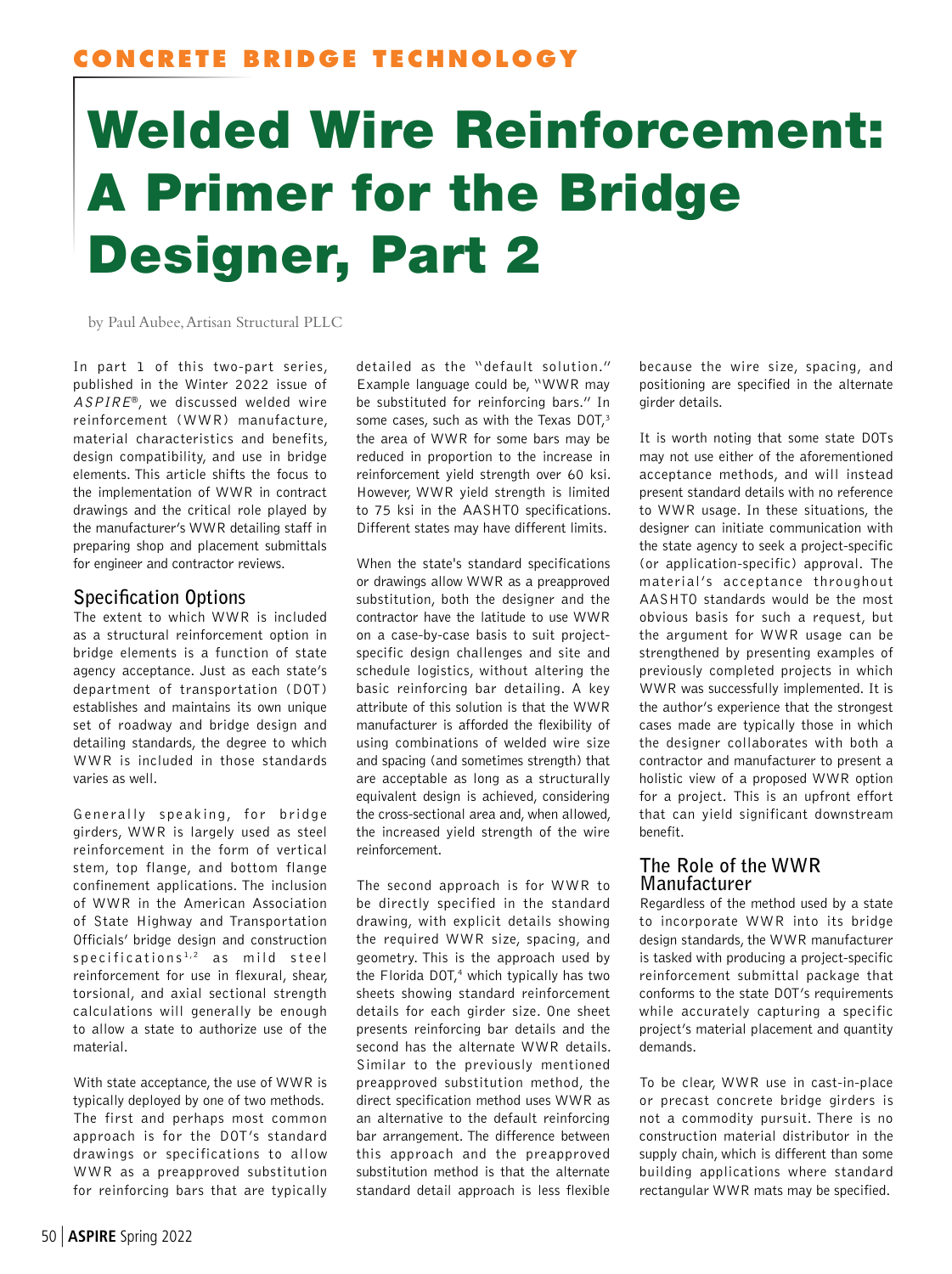CONCRETE BRIDGE TECHNOLOGY

# Welded Wire Reinforcement: A Primer for the Bridge Designer, Part 2

by Paul Aubee, Artisan Structural PLLC

In part 1 of this two-part series, published in the Winter 2022 issue of *ASPIRE®*, we discussed welded wire reinforcement (WWR) manufacture, material characteristics and benefits, design compatibility, and use in bridge elements. This article shifts the focus to the implementation of WWR in contract drawings and the critical role played by the manufacturer's WWR detailing staff in preparing shop and placement submittals for engineer and contractor reviews.

## Specification Options

The extent to which WWR is included as a structural reinforcement option in bridge elements is a function of state agency acceptance. Just as each state's department of transportation (DOT) establishes and maintains its own unique set of roadway and bridge design and detailing standards, the degree to which WWR is included in those standards varies as well.

Generally speaking, for bridge girders, WWR is largely used as steel reinforcement in the form of vertical stem, top flange, and bottom flange confinement applications. The inclusion of WWR in the American Association of State Highway and Transportation Officials' bridge design and construction specifications[1,2] as mild steel reinforcement for use in flexural, shear, torsional, and axial sectional strength calculations will generally be enough to allow a state to authorize use of the material.

With state acceptance, the use of WWR is typically deployed by one of two methods. The first and perhaps most common approach is for the DOT's standard drawings or specifications to allow WWR as a preapproved substitution for reinforcing bars that are typically detailed as the "default solution." Example language could be, "WWR may be substituted for reinforcing bars." In some cases, such as with the Texas DOT,[3] the area of WWR for some bars may be reduced in proportion to the increase in reinforcement yield strength over 60 ksi. However, WWR yield strength is limited to 75 ksi in the AASHTO specifications. Different states may have different limits.

When the state's standard specifications or drawings allow WWR as a preapproved substitution, both the designer and the contractor have the latitude to use WWR on a case-by-case basis to suit project-specific design challenges and site and schedule logistics, without altering the basic reinforcing bar detailing. A key attribute of this solution is that the WWR manufacturer is afforded the flexibility of using combinations of welded wire size and spacing (and sometimes strength) that are acceptable as long as a structurally equivalent design is achieved, considering the cross-sectional area and, when allowed, the increased yield strength of the wire reinforcement.

The second approach is for WWR to be directly specified in the standard drawing, with explicit details showing the required WWR size, spacing, and geometry. This is the approach used by the Florida DOT,[4] which typically has two sheets showing standard reinforcement details for each girder size. One sheet presents reinforcing bar details and the second has the alternate WWR details. Similar to the previously mentioned preapproved substitution method, the direct specification method uses WWR as an alternative to the default reinforcing bar arrangement. The difference between this approach and the preapproved substitution method is that the alternate standard detail approach is less flexible because the wire size, spacing, and positioning are specified in the alternate girder details.

It is worth noting that some state DOTs may not use either of the aforementioned acceptance methods, and will instead present standard details with no reference to WWR usage. In these situations, the designer can initiate communication with the state agency to seek a project-specific (or application-specific) approval. The material's acceptance throughout AASHTO standards would be the most obvious basis for such a request, but the argument for WWR usage can be strengthened by presenting examples of previously completed projects in which WWR was successfully implemented. It is the author's experience that the strongest cases made are typically those in which the designer collaborates with both a contractor and manufacturer to present a holistic view of a proposed WWR option for a project. This is an upfront effort that can yield significant downstream benefit.

## The Role of the WWR Manufacturer

Regardless of the method used by a state to incorporate WWR into its bridge design standards, the WWR manufacturer is tasked with producing a project-specific reinforcement submittal package that conforms to the state DOT's requirements while accurately capturing a specific project's material placement and quantity demands.

To be clear, WWR use in cast-in-place or precast concrete bridge girders is not a commodity pursuit. There is no construction material distributor in the supply chain, which is different than some building applications where standard rectangular WWR mats may be specified.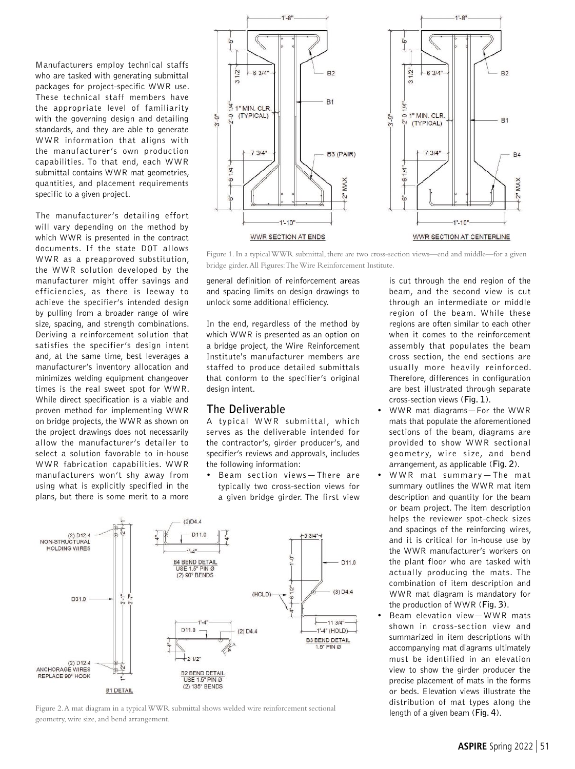Manufacturers employ technical staffs who are tasked with generating submittal packages for project-specific WWR use. These technical staff members have the appropriate level of familiarity with the governing design and detailing standards, and they are able to generate WWR information that aligns with the manufacturer's own production capabilities. To that end, each WWR submittal contains WWR mat geometries, quantities, and placement requirements specific to a given project.

The manufacturer's detailing effort will vary depending on the method by which WWR is presented in the contract documents. If the state DOT allows WWR as a preapproved substitution, the WWR solution developed by the manufacturer might offer savings and efficiencies, as there is leeway to achieve the specifier's intended design by pulling from a broader range of wire size, spacing, and strength combinations. Deriving a reinforcement solution that satisfies the specifier's design intent and, at the same time, best leverages a manufacturer's inventory allocation and minimizes welding equipment changeover times is the real sweet spot for WWR. While direct specification is a viable and proven method for implementing WWR on bridge projects, the WWR as shown on the project drawings does not necessarily allow the manufacturer's detailer to select a solution favorable to in-house WWR fabrication capabilities. WWR manufacturers won't shy away from using what is explicitly specified in the plans, but there is some merit to a more general definition of reinforcement areas and spacing limits on design drawings to unlock some additional efficiency.

In the end, regardless of the method by which WWR is presented as an option on a bridge project, the Wire Reinforcement Institute's manufacturer members are staffed to produce detailed submittals that conform to the specifier's original design intent.

Figure 1. In a typical WWR submittal, there are two cross-section views—end and middle—for a given bridge girder. All Figures: The Wire Reinforcement Institute.

## The Deliverable

A typical WWR submittal, which serves as the deliverable intended for the contractor's, girder producer's, and specifier's reviews and approvals, includes the following information:

- Beam section views—There are typically two cross-section views for a given bridge girder. The first view is cut through the end region of the beam, and the second view is cut through an intermediate or middle region of the beam. While these regions are often similar to each other when it comes to the reinforcement assembly that populates the beam cross section, the end sections are usually more heavily reinforced. Therefore, differences in configuration are best illustrated through separate cross-section views (**Fig. 1**).
- WWR mat diagrams—For the WWR mats that populate the aforementioned sections of the beam, diagrams are provided to show WWR sectional geometry, wire size, and bend arrangement, as applicable (**Fig. 2**).
- WWR mat summary—The mat summary outlines the WWR mat item description and quantity for the beam or beam project. The item description helps the reviewer spot-check sizes and spacings of the reinforcing wires, and it is critical for in-house use by the WWR manufacturer's workers on the plant floor who are tasked with actually producing the mats. The combination of item description and WWR mat diagram is mandatory for the production of WWR (**Fig. 3**).
- Beam elevation view—WWR mats shown in cross-section view and summarized in item descriptions with accompanying mat diagrams ultimately must be identified in an elevation view to show the girder producer the precise placement of mats in the forms or beds. Elevation views illustrate the distribution of mat types along the length of a given beam (**Fig. 4**).

Figure 2. A mat diagram in a typical WWR submittal shows welded wire reinforcement sectional geometry, wire size, and bend arrangement.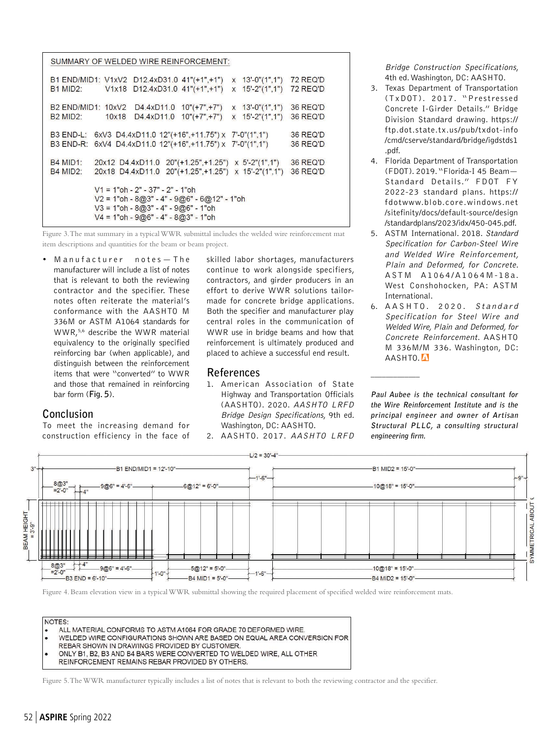SUMMARY OF WELDED WIRE REINFORCEMENT:

```
B1 END/MID1: V1xV2  D12.4xD31.0 41"(+1",+1")  x  13'-0"(1",1")  72 REQ'D
B1 MID2:     V1x18  D12.4xD31.0 41"(+1",+1")  x  15'-2"(1",1")  72 REQ'D

B2 END/MID1: 10xV2  D4.4xD11.0  10"(+7",+7")  x  13'-0"(1",1")  36 REQ'D
B2 MID2:     10x18  D4.4xD11.0  10"(+7",+7")  x  15'-2"(1",1")  36 REQ'D

B3 END-L:  6xV3  D4.4xD11.0 12"(+16",+11.75") x  7'-0"(1",1")   36 REQ'D
B3 END-R:  6xV4  D4.4xD11.0 12"(+16",+11.75") x  7'-0"(1",1")   36 REQ'D

B4 MID1:   20x12  D4.4xD11.0  20"(+1.25",+1.25")  x  5'-2"(1",1")   36 REQ'D
B4 MID2:   20x18  D4.4xD11.0  20"(+1.25",+1.25")  x  15'-2"(1",1")  36 REQ'D

V1 = 1"oh - 2" - 37" - 2" - 1"oh
V2 = 1"oh - 8@3" - 4" - 9@6" - 6@12" - 1"oh
V3 = 1"oh - 8@3" - 4" - 9@6" - 1"oh
V4 = 1"oh - 9@6" - 4" - 8@3" - 1"oh
```

Figure 3. The mat summary in a typical WWR submittal includes the welded wire reinforcement mat item descriptions and quantities for the beam or beam project.

- Manufacturer notes—The manufacturer will include a list of notes that is relevant to both the reviewing contractor and the specifier. These notes often reiterate the material's conformance with the AASHTO M 336M or ASTM A1064 standards for WWR,[5,6] describe the WWR material equivalency to the originally specified reinforcing bar (when applicable), and distinguish between the reinforcement items that were "converted" to WWR and those that remained in reinforcing bar form (**Fig. 5**).

## Conclusion

To meet the increasing demand for construction efficiency in the face of skilled labor shortages, manufacturers continue to work alongside specifiers, contractors, and girder producers in an effort to derive WWR solutions tailor-made for concrete bridge applications. Both the specifier and manufacturer play central roles in the communication of WWR use in bridge beams and how that reinforcement is ultimately produced and placed to achieve a successful end result.

## References

1. American Association of State Highway and Transportation Officials (AASHTO). 2020. *AASHTO LRFD Bridge Design Specifications*, 9th ed. Washington, DC: AASHTO.
2. AASHTO. 2017. *AASHTO LRFD Bridge Construction Specifications*, 4th ed. Washington, DC: AASHTO.
3. Texas Department of Transportation (TxDOT). 2017. "Prestressed Concrete I-Girder Details." Bridge Division Standard drawing. https://ftp.dot.state.tx.us/pub/txdot-info/cmd/cserve/standard/bridge/igdstds1.pdf.
4. Florida Department of Transportation (FDOT). 2019. "Florida-I 45 Beam—Standard Details." FDOT FY 2022-23 standard plans. https://fdotwww.blob.core.windows.net/sitefinity/docs/default-source/design/standardplans/2023/idx/450-045.pdf.
5. ASTM International. 2018. *Standard Specification for Carbon-Steel Wire and Welded Wire Reinforcement, Plain and Deformed, for Concrete*. ASTM A1064/A1064M-18a. West Conshohocken, PA: ASTM International.
6. AASHTO. 2020. *Standard Specification for Steel Wire and Welded Wire, Plain and Deformed, for Concrete Reinforcement*. AASHTO M 336M/M 336. Washington, DC: AASHTO.

---

***Paul Aubee is the technical consultant for the Wire Reinforcement Institute and is the principal engineer and owner of Artisan Structural PLLC, a consulting structural engineering firm.***

L/2 = 30'-4"
3"
B1 END/MID1 = 12'-10"
1'-6"
B1 MID2 = 15'-0"
9"
8@3" =2'-0"
4"
9@6" = 4'-6"
6@12" = 6'-0"
10@18" = 15'-0"
BEAM HEIGHT = 3'-9"
SYMMETRICAL ABOUT ℄
8@3" =2'-0"
4"
9@6" = 4'-6"
1'-0"
5@12" = 5'-0"
1'-6"
10@18" = 15'-0"
B3 END = 6'-10"
B4 MID1 = 5'-0"
B4 MID2 = 15'-0"

Figure 4. Beam elevation view in a typical WWR submittal showing the required placement of specified welded wire reinforcement mats.

NOTES:

- ALL MATERIAL CONFORMS TO ASTM A1064 FOR GRADE 70 DEFORMED WIRE.
- WELDED WIRE CONFIGURATIONS SHOWN ARE BASED ON EQUAL AREA CONVERSION FOR REBAR SHOWN IN DRAWINGS PROVIDED BY CUSTOMER.
- ONLY B1, B2, B3 AND B4 BARS WERE CONVERTED TO WELDED WIRE, ALL OTHER REINFORCEMENT REMAINS REBAR PROVIDED BY OTHERS.

Figure 5. The WWR manufacturer typically includes a list of notes that is relevant to both the reviewing contractor and the specifier.